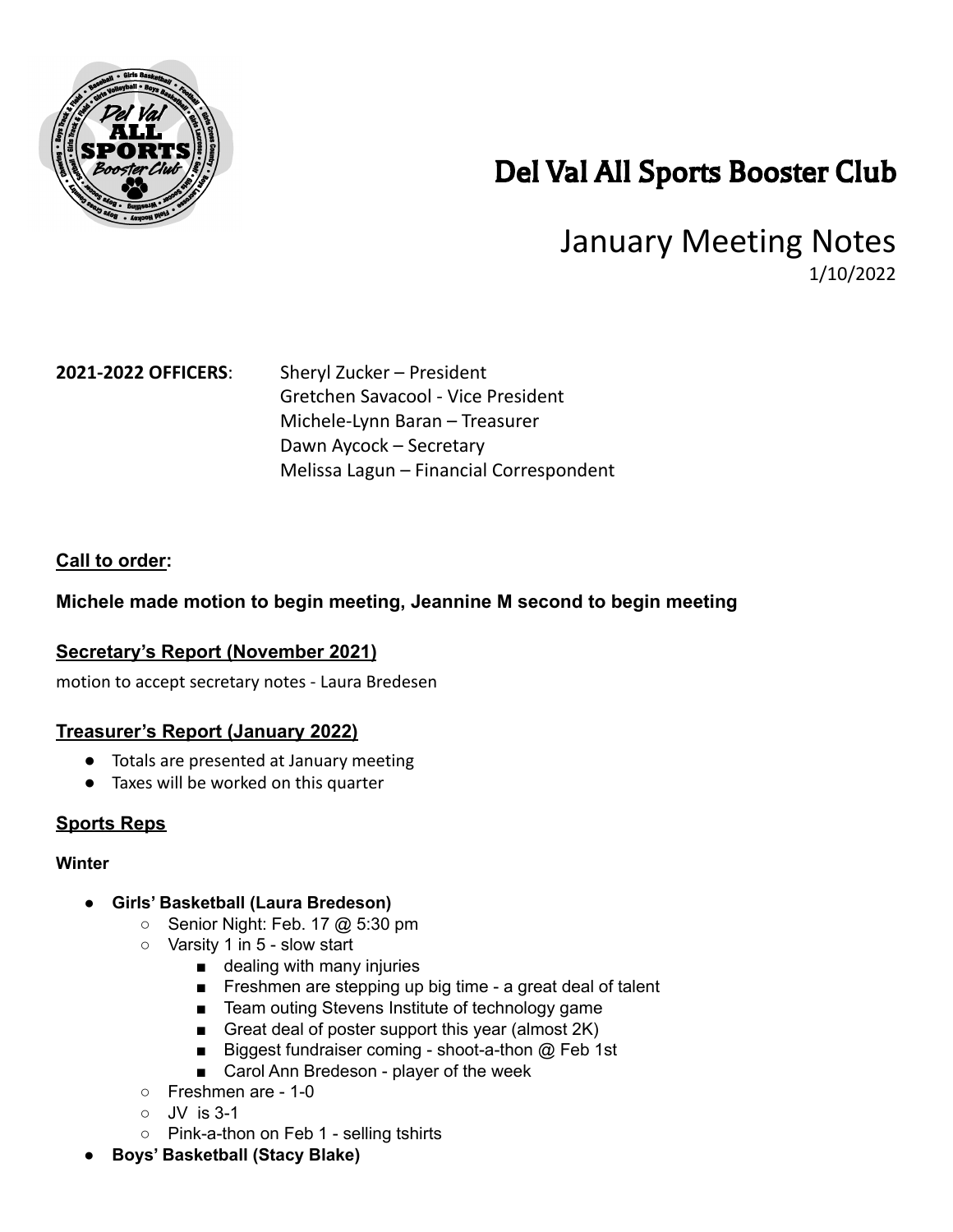# Del Val All Sports Booster Club

## January Meeting Notes

1/10/2022

**2021-2022 OFFICERS**: Sheryl Zucker – President
Gretchen Savacool - Vice President
Michele-Lynn Baran – Treasurer
Dawn Aycock – Secretary
Melissa Lagun – Financial Correspondent

### Call to order:

**Michele made motion to begin meeting, Jeannine M second to begin meeting**

### Secretary's Report (November 2021)

motion to accept secretary notes - Laura Bredesen

### Treasurer's Report (January 2022)

- Totals are presented at January meeting
- Taxes will be worked on this quarter

### Sports Reps

**Winter**

- **Girls' Basketball (Laura Bredeson)**
  - Senior Night: Feb. 17 @ 5:30 pm
  - Varsity 1 in 5 - slow start
    - dealing with many injuries
    - Freshmen are stepping up big time - a great deal of talent
    - Team outing Stevens Institute of technology game
    - Great deal of poster support this year (almost 2K)
    - Biggest fundraiser coming - shoot-a-thon @ Feb 1st
    - Carol Ann Bredeson - player of the week
  - Freshmen are - 1-0
  - JV is 3-1
  - Pink-a-thon on Feb 1 - selling tshirts
- **Boys' Basketball (Stacy Blake)**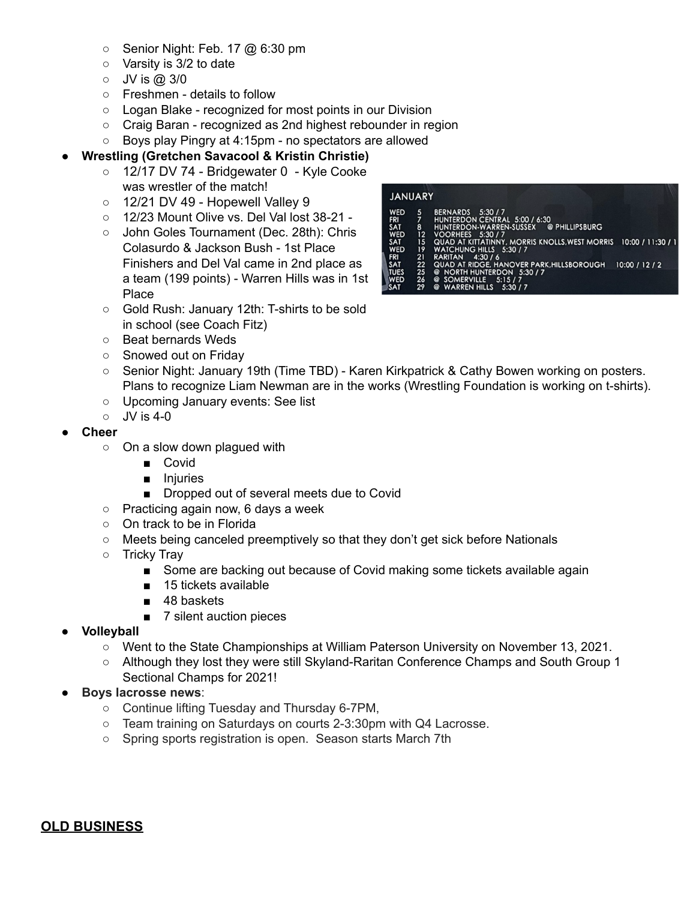- Senior Night: Feb. 17 @ 6:30 pm
- Varsity is 3/2 to date
- JV is @ 3/0
- Freshmen - details to follow
- Logan Blake - recognized for most points in our Division
- Craig Baran - recognized as 2nd highest rebounder in region
- Boys play Pingry at 4:15pm - no spectators are allowed

- **Wrestling (Gretchen Savacool & Kristin Christie)**
  - 12/17 DV 74 - Bridgewater 0 - Kyle Cooke was wrestler of the match!
  - 12/21 DV 49 - Hopewell Valley 9
  - 12/23 Mount Olive vs. Del Val lost 38-21 -
  - John Goles Tournament (Dec. 28th): Chris Colasurdo & Jackson Bush - 1st Place Finishers and Del Val came in 2nd place as a team (199 points) - Warren Hills was in 1st Place
  - Gold Rush: January 12th: T-shirts to be sold in school (see Coach Fitz)
  - Beat bernards Weds
  - Snowed out on Friday
  - Senior Night: January 19th (Time TBD) - Karen Kirkpatrick & Cathy Bowen working on posters. Plans to recognize Liam Newman are in the works (Wrestling Foundation is working on t-shirts).
  - Upcoming January events: See list
  - JV is 4-0

**JANUARY**

| | | | |
|---|---|---|---|
| WED | 5 | BERNARDS | 5:30 / 7 |
| FRI | 7 | HUNTERDON CENTRAL | 5:00 / 6:30 |
| SAT | 8 | HUNTERDON-WARREN-SUSSEX @ PHILLIPSBURG | |
| WED | 12 | VOORHEES | 5:30 / 7 |
| SAT | 15 | QUAD AT KITTATINNY, MORRIS KNOLLS, WEST MORRIS | 10:00 / 11:30 / 1 |
| WED | 19 | WATCHUNG HILLS | 5:30 / 7 |
| FRI | 21 | RARITAN | 4:30 / 6 |
| SAT | 22 | QUAD AT RIDGE, HANOVER PARK, HILLSBOROUGH | 10:00 / 12 / 2 |
| TUES | 25 | @ NORTH HUNTERDON | 5:30 / 7 |
| WED | 26 | @ SOMERVILLE | 5:15 / 7 |
| SAT | 29 | @ WARREN HILLS | 5:30 / 7 |

- **Cheer**
  - On a slow down plagued with
    - Covid
    - Injuries
    - Dropped out of several meets due to Covid
  - Practicing again now, 6 days a week
  - On track to be in Florida
  - Meets being canceled preemptively so that they don't get sick before Nationals
  - Tricky Tray
    - Some are backing out because of Covid making some tickets available again
    - 15 tickets available
    - 48 baskets
    - 7 silent auction pieces
- **Volleyball**
  - Went to the State Championships at William Paterson University on November 13, 2021.
  - Although they lost they were still Skyland-Raritan Conference Champs and South Group 1 Sectional Champs for 2021!
- **Boys lacrosse news**:
  - Continue lifting Tuesday and Thursday 6-7PM,
  - Team training on Saturdays on courts 2-3:30pm with Q4 Lacrosse.
  - Spring sports registration is open. Season starts March 7th

## OLD BUSINESS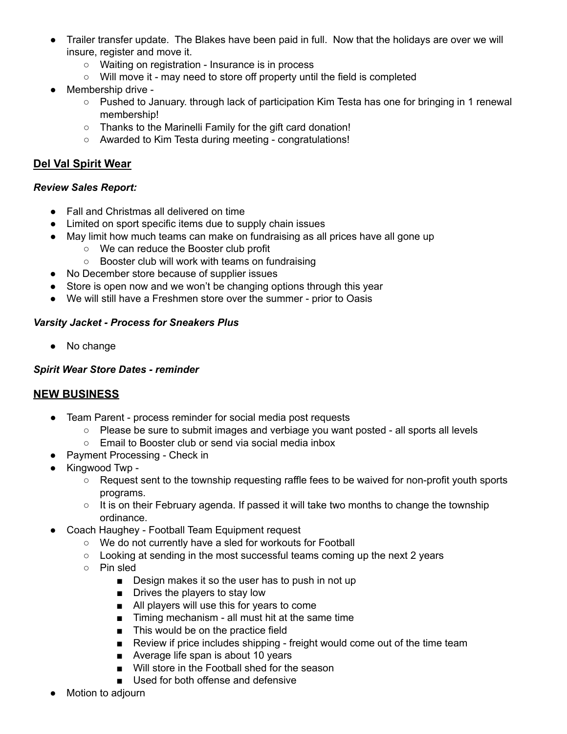- Trailer transfer update. The Blakes have been paid in full. Now that the holidays are over we will insure, register and move it.
  - Waiting on registration - Insurance is in process
  - Will move it - may need to store off property until the field is completed
- Membership drive -
  - Pushed to January. through lack of participation Kim Testa has one for bringing in 1 renewal membership!
  - Thanks to the Marinelli Family for the gift card donation!
  - Awarded to Kim Testa during meeting - congratulations!

## **Del Val Spirit Wear**

***Review Sales Report:***

- Fall and Christmas all delivered on time
- Limited on sport specific items due to supply chain issues
- May limit how much teams can make on fundraising as all prices have all gone up
  - We can reduce the Booster club profit
  - Booster club will work with teams on fundraising
- No December store because of supplier issues
- Store is open now and we won't be changing options through this year
- We will still have a Freshmen store over the summer - prior to Oasis

***Varsity Jacket - Process for Sneakers Plus***

- No change

***Spirit Wear Store Dates - reminder***

## **NEW BUSINESS**

- Team Parent - process reminder for social media post requests
  - Please be sure to submit images and verbiage you want posted - all sports all levels
  - Email to Booster club or send via social media inbox
- Payment Processing - Check in
- Kingwood Twp -
  - Request sent to the township requesting raffle fees to be waived for non-profit youth sports programs.
  - It is on their February agenda. If passed it will take two months to change the township ordinance.
- Coach Haughey - Football Team Equipment request
  - We do not currently have a sled for workouts for Football
  - Looking at sending in the most successful teams coming up the next 2 years
  - Pin sled
    - Design makes it so the user has to push in not up
    - Drives the players to stay low
    - All players will use this for years to come
    - Timing mechanism - all must hit at the same time
    - This would be on the practice field
    - Review if price includes shipping - freight would come out of the time team
    - Average life span is about 10 years
    - Will store in the Football shed for the season
    - Used for both offense and defensive
- Motion to adjourn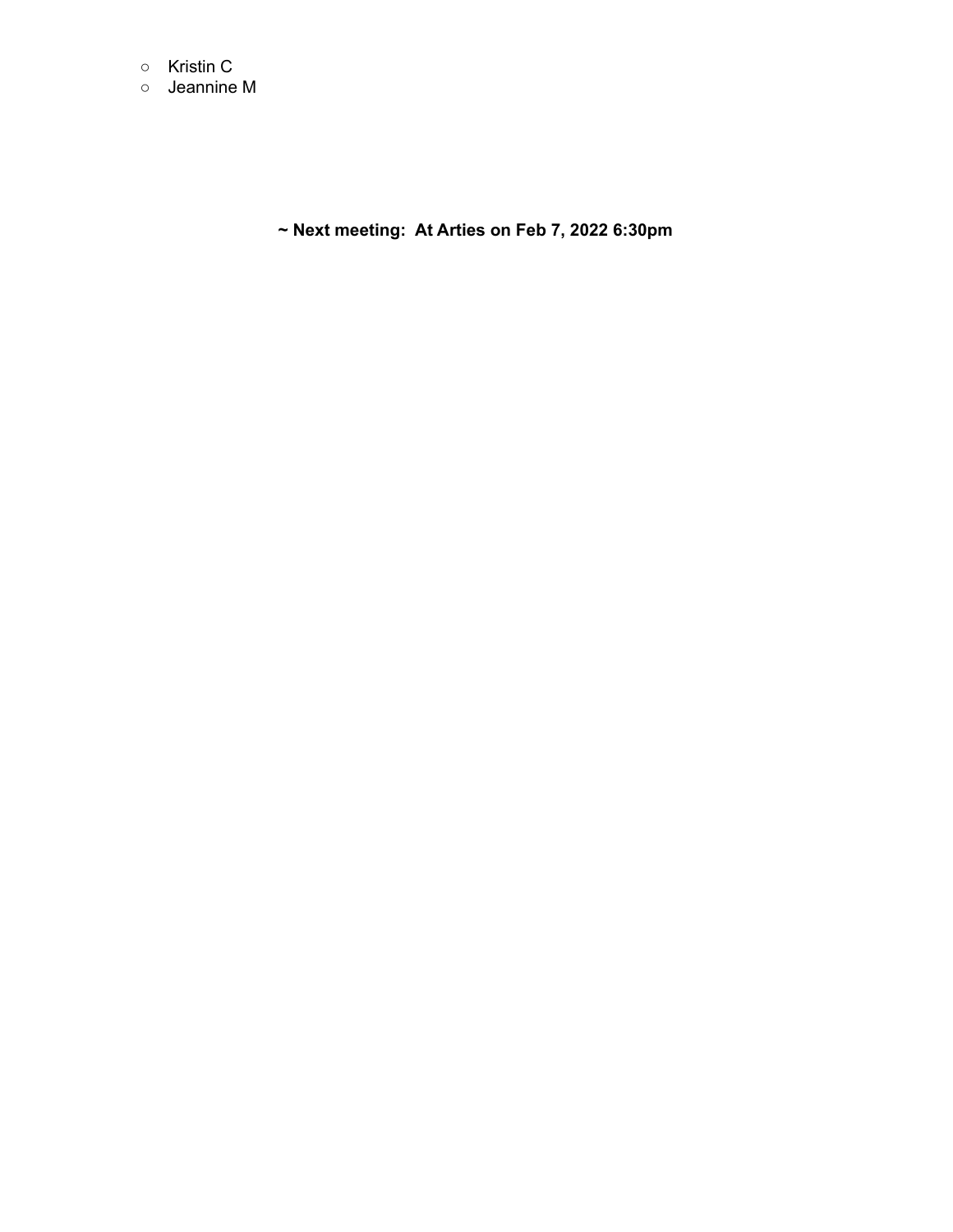- Kristin C
- Jeannine M

**~ Next meeting:  At Arties on Feb 7, 2022 6:30pm**